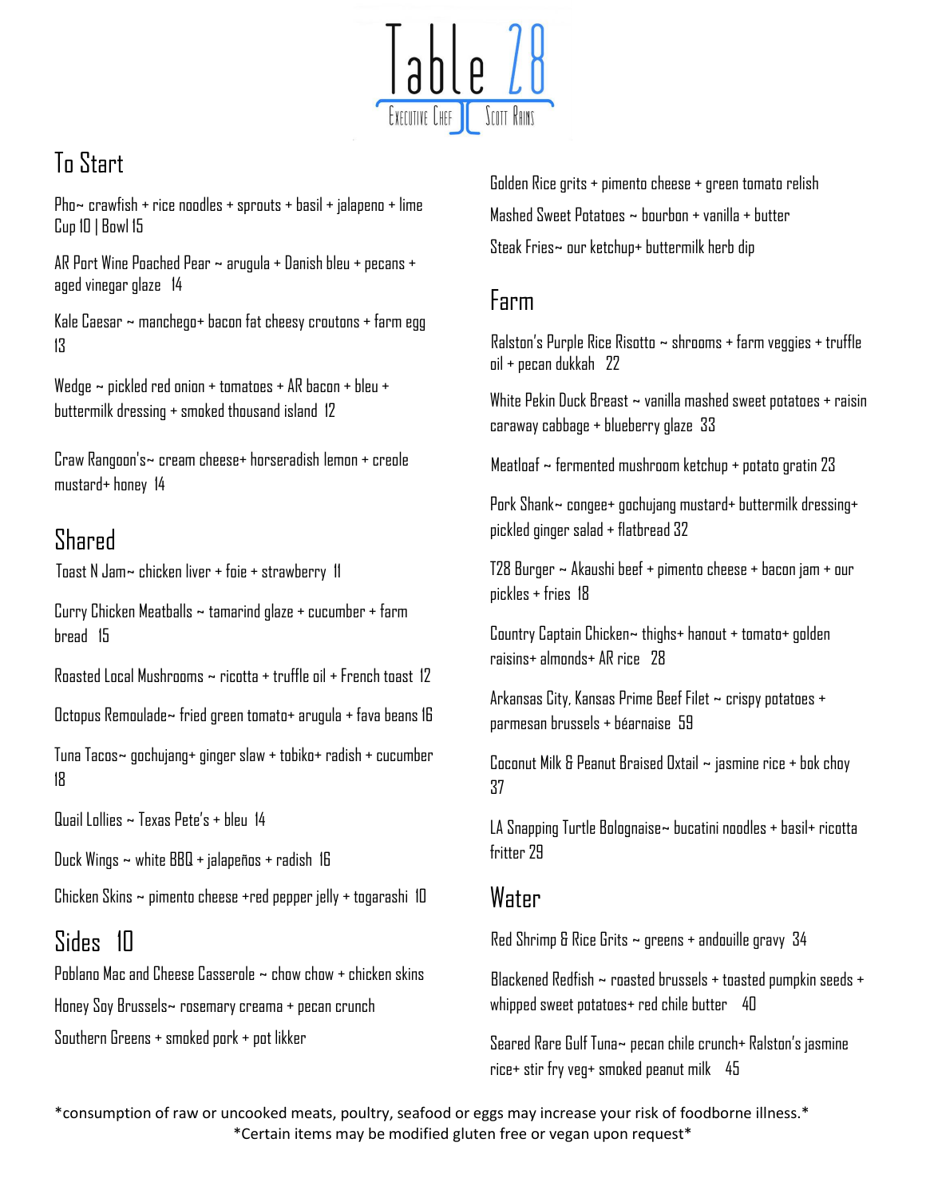# Table 28

Executive Chef Scott Rains

## To Start

Pho~ crawfish + rice noodles + sprouts + basil + jalapeno + lime
Cup 10 | Bowl 15

AR Port Wine Poached Pear ~ arugula + Danish bleu + pecans + aged vinegar glaze 14

Kale Caesar ~ manchego+ bacon fat cheesy croutons + farm egg 13

Wedge ~ pickled red onion + tomatoes + AR bacon + bleu + buttermilk dressing + smoked thousand island 12

Craw Rangoon's~ cream cheese+ horseradish lemon + creole mustard+ honey 14

## Shared

Toast N Jam~ chicken liver + foie + strawberry 11

Curry Chicken Meatballs ~ tamarind glaze + cucumber + farm bread 15

Roasted Local Mushrooms ~ ricotta + truffle oil + French toast 12

Octopus Remoulade~ fried green tomato+ arugula + fava beans 16

Tuna Tacos~ gochujang+ ginger slaw + tobiko+ radish + cucumber 18

Quail Lollies ~ Texas Pete's + bleu 14

Duck Wings ~ white BBQ + jalapeños + radish 16

Chicken Skins ~ pimento cheese +red pepper jelly + togarashi 10

## Sides 10

Poblano Mac and Cheese Casserole ~ chow chow + chicken skins

Honey Soy Brussels~ rosemary creama + pecan crunch

Southern Greens + smoked pork + pot likker

Golden Rice grits + pimento cheese + green tomato relish

Mashed Sweet Potatoes ~ bourbon + vanilla + butter

Steak Fries~ our ketchup+ buttermilk herb dip

## Farm

Ralston's Purple Rice Risotto ~ shrooms + farm veggies + truffle oil + pecan dukkah 22

White Pekin Duck Breast ~ vanilla mashed sweet potatoes + raisin caraway cabbage + blueberry glaze 33

Meatloaf ~ fermented mushroom ketchup + potato gratin 23

Pork Shank~ congee+ gochujang mustard+ buttermilk dressing+ pickled ginger salad + flatbread 32

T28 Burger ~ Akaushi beef + pimento cheese + bacon jam + our pickles + fries 18

Country Captain Chicken~ thighs+ hanout + tomato+ golden raisins+ almonds+ AR rice 28

Arkansas City, Kansas Prime Beef Filet ~ crispy potatoes + parmesan brussels + béarnaise 59

Coconut Milk & Peanut Braised Oxtail ~ jasmine rice + bok choy 37

LA Snapping Turtle Bolognaise~ bucatini noodles + basil+ ricotta fritter 29

## Water

Red Shrimp & Rice Grits ~ greens + andouille gravy 34

Blackened Redfish ~ roasted brussels + toasted pumpkin seeds + whipped sweet potatoes+ red chile butter 40

Seared Rare Gulf Tuna~ pecan chile crunch+ Ralston's jasmine rice+ stir fry veg+ smoked peanut milk 45

*consumption of raw or uncooked meats, poultry, seafood or eggs may increase your risk of foodborne illness.*

*Certain items may be modified gluten free or vegan upon request*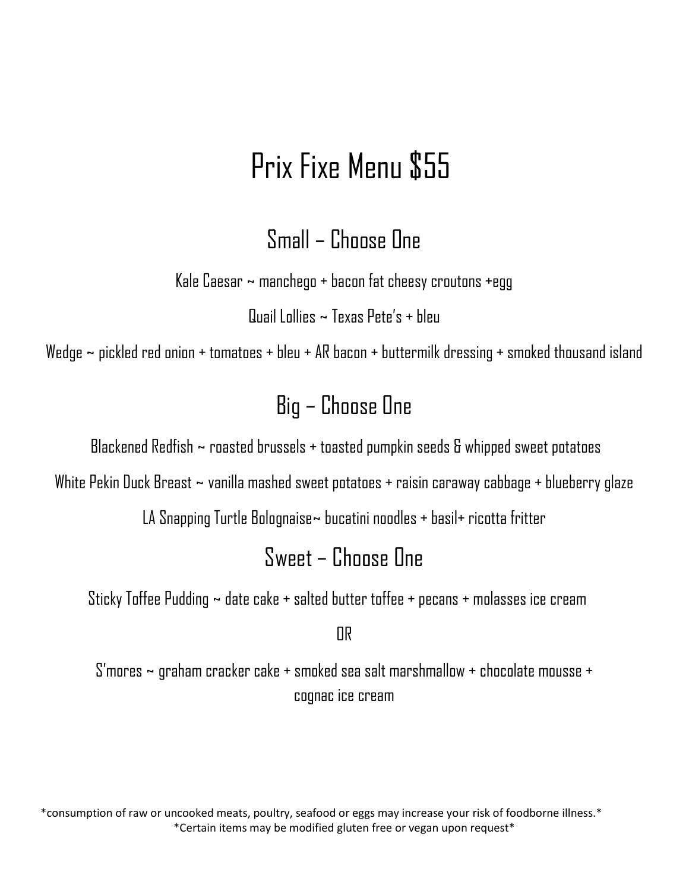# Prix Fixe Menu $55

## Small – Choose One

Kale Caesar ~ manchego + bacon fat cheesy croutons +egg

Quail Lollies ~ Texas Pete's + bleu

Wedge ~ pickled red onion + tomatoes + bleu + AR bacon + buttermilk dressing + smoked thousand island

## Big – Choose One

Blackened Redfish ~ roasted brussels + toasted pumpkin seeds & whipped sweet potatoes

White Pekin Duck Breast ~ vanilla mashed sweet potatoes + raisin caraway cabbage + blueberry glaze

LA Snapping Turtle Bolognaise~ bucatini noodles + basil+ ricotta fritter

## Sweet – Choose One

Sticky Toffee Pudding ~ date cake + salted butter toffee + pecans + molasses ice cream

OR

S'mores ~ graham cracker cake + smoked sea salt marshmallow + chocolate mousse + cognac ice cream

*consumption of raw or uncooked meats, poultry, seafood or eggs may increase your risk of foodborne illness.*

*Certain items may be modified gluten free or vegan upon request*